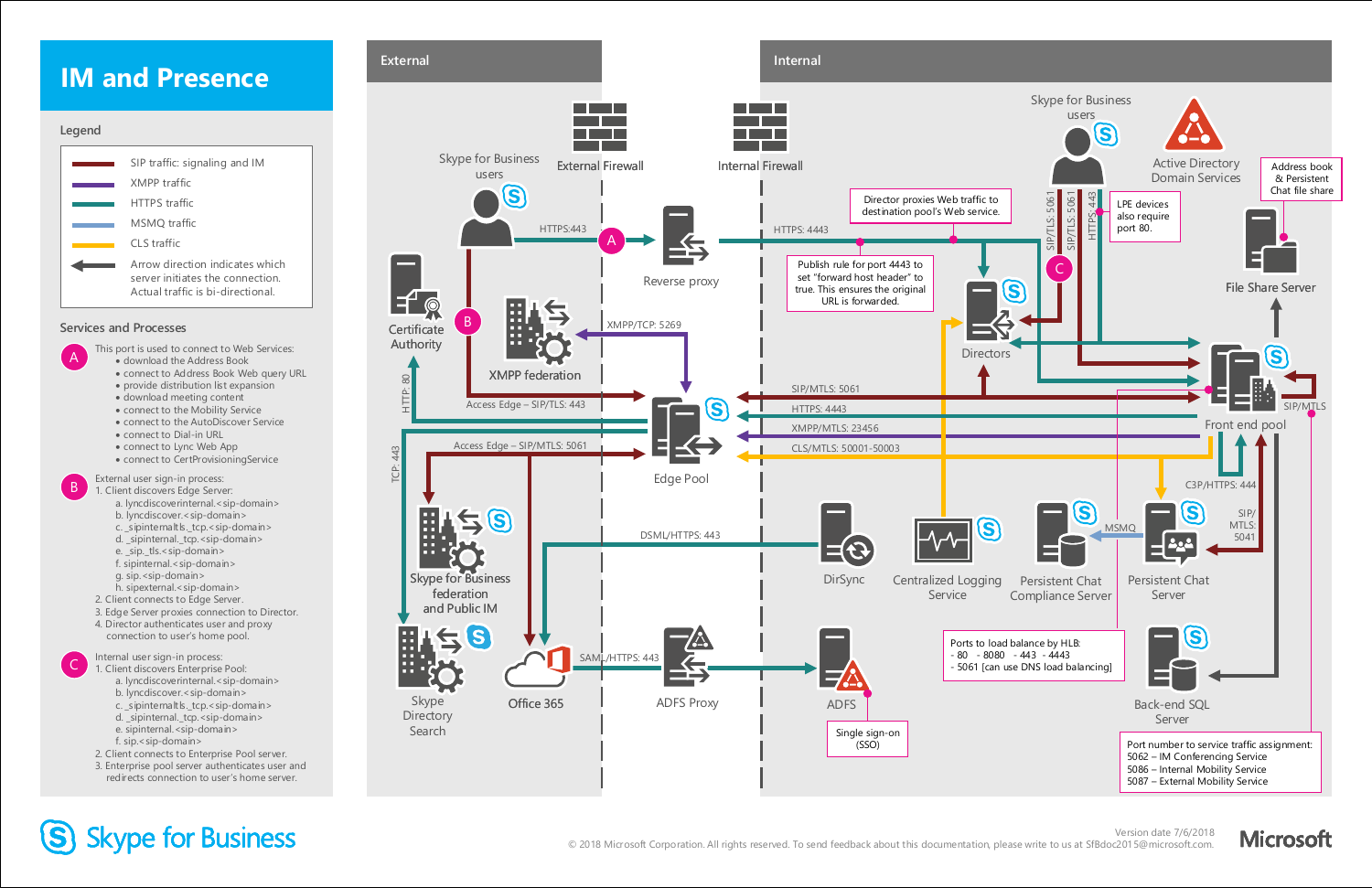# IM and Presence

## Legend

- SIP traffic: signaling and IM
- XMPP traffic
- HTTPS traffic
- MSMQ traffic
- CLS traffic
- Arrow direction indicates which server initiates the connection. Actual traffic is bi-directional.

## Services and Processes

**A** This port is used to connect to Web Services:
- download the Address Book
- connect to Address Book Web query URL
- provide distribution list expansion
- download meeting content
- connect to the Mobility Service
- connect to the AutoDiscover Service
- connect to Dial-in URL
- connect to Lync Web App
- connect to CertProvisioningService

**B** External user sign-in process:
1. Client discovers Edge Server:
   a. lyncdiscoverinternal.<sip-domain>
   b. lyncdiscover.<sip-domain>
   c. _sipinternaltls._tcp.<sip-domain>
   d. _sipinternal._tcp.<sip-domain>
   e. _sip._tls.<sip-domain>
   f. sipinternal.<sip-domain>
   g. sip.<sip-domain>
   h. sipexternal.<sip-domain>
2. Client connects to Edge Server.
3. Edge Server proxies connection to Director.
4. Director authenticates user and proxy connection to user's home pool.

**C** Internal user sign-in process:
1. Client discovers Enterprise Pool:
   a. lyncdiscoverinternal.<sip-domain>
   b. lyncdiscover.<sip-domain>
   c. _sipinternaltls._tcp.<sip-domain>
   d. _sipinternal._tcp.<sip-domain>
   e. sipinternal.<sip-domain>
   f. sip.<sip-domain>
2. Client connects to Enterprise Pool server.
3. Enterprise pool server authenticates user and redirects connection to user's home server.

## External

- Skype for Business users
- External Firewall
- HTTPS:443
- Reverse proxy
- Certificate Authority
- XMPP federation
- XMPP/TCP: 5269
- Access Edge – SIP/TLS: 443
- Access Edge – SIP/MTLS: 5061
- HTTP: 80
- TCP: 443
- Edge Pool
- Skype for Business federation and Public IM
- Skype Directory Search
- Office 365
- SAML/HTTPS: 443
- ADFS Proxy
- DSML/HTTPS: 443

## Internal

- Internal Firewall
- HTTPS: 4443
- Director proxies Web traffic to destination pool's Web service.
- Publish rule for port 4443 to set "forward host header" to true. This ensures the original URL is forwarded.
- Skype for Business users
- SIP/TLS: 5061
- SIP/TLS: 5061
- HTTPS: 443
- LPE devices also require port 80.
- Active Directory Domain Services
- Address book & Persistent Chat file share
- File Share Server
- Directors
- Front end pool
- SIP/MTLS
- SIP/MTLS: 5061
- HTTPS: 4443
- XMPP/MTLS: 23456
- CLS/MTLS: 50001-50003
- C3P/HTTPS: 444
- SIP/MTLS: 5041
- MSMQ
- DirSync
- Centralized Logging Service
- Persistent Chat Compliance Server
- Persistent Chat Server
- Ports to load balance by HLB:
  - 80 - 8080 - 443 - 4443
  - 5061 [can use DNS load balancing]
- ADFS
- Single sign-on (SSO)
- Back-end SQL Server
- Port number to service traffic assignment:
  - 5062 – IM Conferencing Service
  - 5086 – Internal Mobility Service
  - 5087 – External Mobility Service

Skype for Business

Version date 7/6/2018

© 2018 Microsoft Corporation. All rights reserved. To send feedback about this documentation, please write to us at SfBdoc2015@microsoft.com.

Microsoft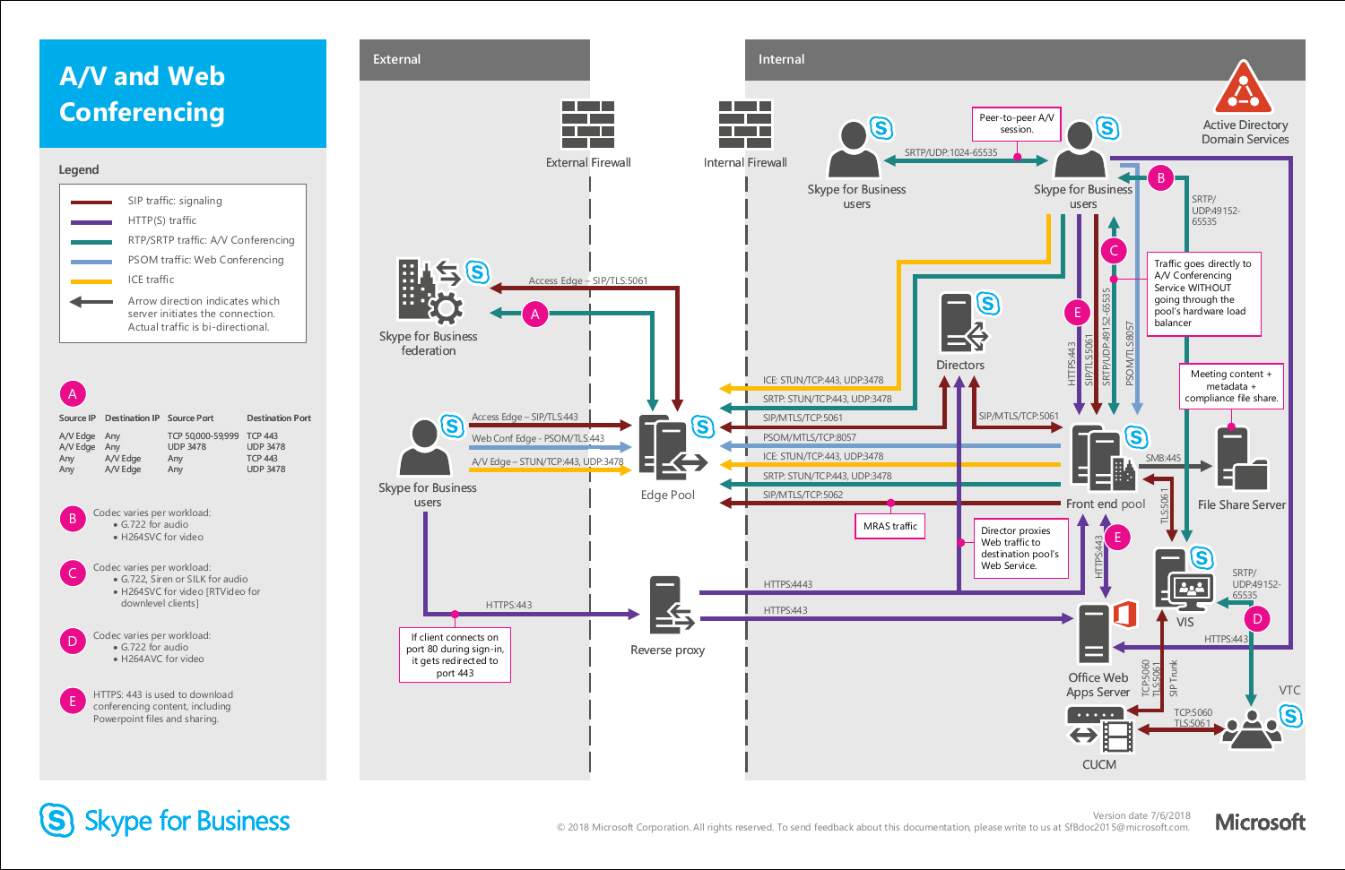# A/V and Web Conferencing

## Legend

- SIP traffic: signaling
- HTTP(S) traffic
- RTP/SRTP traffic: A/V Conferencing
- PSOM traffic: Web Conferencing
- ICE traffic
- Arrow direction indicates which server initiates the connection. Actual traffic is bi-directional.

**A**

| Source IP | Destination IP | Source Port | Destination Port |
|---|---|---|---|
| A/V Edge | Any | TCP 50,000-59,999 | TCP 443 |
| A/V Edge | Any | UDP 3478 | UDP 3478 |
| Any | A/V Edge | Any | TCP 443 |
| Any | A/V Edge | Any | UDP 3478 |

**B** Codec varies per workload:
- G.722 for audio
- H264SVC for video

**C** Codec varies per workload:
- G.722, Siren or SILK for audio
- H264SVC for video [RTVideo for downlevel clients]

**D** Codec varies per workload:
- G.722 for audio
- H264AVC for video

**E** HTTPS: 443 is used to download conferencing content, including Powerpoint files and sharing.

External | Internal

External Firewall | Internal Firewall

Skype for Business federation

Access Edge – SIP/TLS:5061

Skype for Business users

Access Edge – SIP/TLS:443

Web Conf Edge – PSOM/TLS:443

A/V Edge – STUN/TCP:443, UDP:3478

Edge Pool

HTTPS:443

If client connects on port 80 during sign-in, it gets redirected to port 443

Reverse proxy

HTTPS:4443

HTTPS:443

Skype for Business users

Peer-to-peer A/V session.

SRTP/UDP:1024-65535

Skype for Business users

Active Directory Domain Services

SRTP/UDP:49152-65535

Traffic goes directly to A/V Conferencing Service WITHOUT going through the pool's hardware load balancer

HTTPS:443 | SIP/TLS:5061 | SRTP/UDP:49152-65535 | PSOM/TLS:8057

Directors

ICE: STUN/TCP:443, UDP:3478

SRTP: STUN/TCP:443, UDP:3478

SIP/MTLS/TCP:5061

PSOM/MTLS/TCP:8057

ICE: STUN/TCP:443, UDP:3478

SRTP: STUN/TCP:443, UDP:3478

SIP/MTLS/TCP:5062

MRAS traffic

SIP/MTLS/TCP:5061

Director proxies Web traffic to destination pool's Web Service.

Meeting content + metadata + compliance file share.

SMB:445

Front end pool

File Share Server

TLS:5061

HTTPS:443

VIS

SRTP/UDP:49152-65535

HTTPS:443

Office Web Apps Server

TCP:5060 TLS:5061

SIP Trunk

VTC

TCP:5060 TLS:5061

CUCM

Skype for Business

Version date 7/6/2018

© 2018 Microsoft Corporation. All rights reserved. To send feedback about this documentation, please write to us at SfBdoc2015@microsoft.com.

Microsoft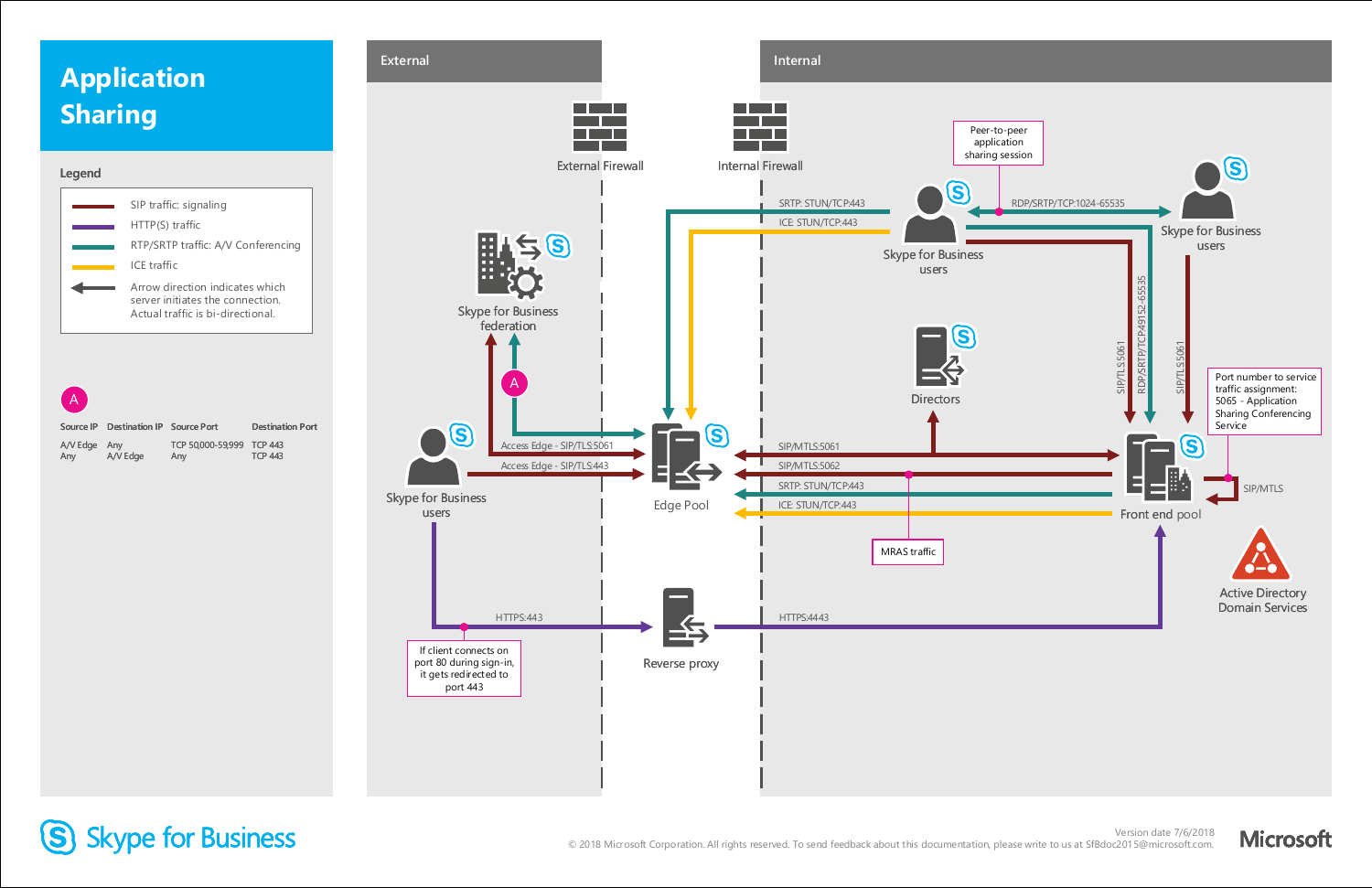# Application Sharing

## Legend

- SIP traffic: signaling
- HTTP(S) traffic
- RTP/SRTP traffic: A/V Conferencing
- ICE traffic
- Arrow direction indicates which server initiates the connection. Actual traffic is bi-directional.

**A**

| Source IP | Destination IP | Source Port | Destination Port |
|---|---|---|---|
| A/V Edge | Any | TCP 50,000-59,999 | TCP 443 |
| Any | A/V Edge | Any | TCP 443 |

External

Internal

External Firewall

Internal Firewall

Skype for Business federation

Skype for Business users

Edge Pool

Access Edge - SIP/TLS:5061

Access Edge - SIP/TLS:443

SRTP: STUN/TCP:443

ICE: STUN/TCP:443

Peer-to-peer application sharing session

RDP/SRTP/TCP:1024-65535

Skype for Business users

Skype for Business users

Directors

SIP/TLS:5061

RDP/SRTP/TCP:49152-65535

SIP/TLS:5061

Port number to service traffic assignment: 5065 - Application Sharing Conferencing Service

SIP/MTLS:5061

SIP/MTLS:5062

SRTP: STUN/TCP:443

ICE: STUN/TCP:443

MRAS traffic

Front end pool

SIP/MTLS

Active Directory Domain Services

HTTPS:443

If client connects on port 80 during sign-in, it gets redirected to port 443

Reverse proxy

HTTPS:4443

Skype for Business

Version date 7/6/2018

© 2018 Microsoft Corporation. All rights reserved. To send feedback about this documentation, please write to us at SfBdoc2015@microsoft.com.

Microsoft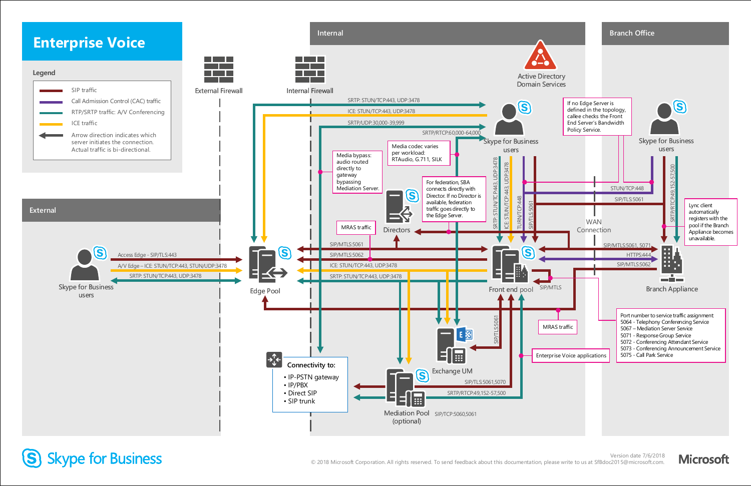# Enterprise Voice

## Legend

- SIP traffic
- Call Admission Control (CAC) traffic
- RTP/SRTP traffic: A/V Conferencing
- ICE traffic
- Arrow direction indicates which server initiates the connection. Actual traffic is bi-directional.

External Firewall

Internal Firewall

## External

Skype for Business users

- Access Edge - SIP/TLS:443
- A/V Edge – ICE: STUN/TCP:443, STUN/UDP:3478
- SRTP: STUN/TCP:443, UDP:3478

Edge Pool

## Internal

Active Directory Domain Services

- SRTP: STUN/TCP:443, UDP:3478
- ICE: STUN/TCP:443, UDP:3478
- SRTP/UDP:30,000-39,999
- SRTP/RTCP:60,000-64,000

Skype for Business users

Media bypass: audio routed directly to gateway bypassing Mediation Server.

Media codec varies per workload: RTAudio, G.711, SILK

For federation, SBA connects directly with Director. If no Director is available, federation traffic goes directly to the Edge Server.

MRAS traffic

Directors

- SIP/MTLS:5061
- SIP/MTLS:5062
- ICE: STUN/TCP:443, UDP:3478
- SRTP: STUN/TCP:443, UDP:3478

- SRTP: STUN/TCP:443, UDP:3478
- ICE: STUN/TCP:443, UDP:3478
- TURN/TCP:448
- SIP/TLS:5061

Front end pool

SIP/MTLS

SIP/TLS:5061

Exchange UM

MRAS traffic

Enterprise Voice applications

Connectivity to:

- IP-PSTN gateway
- IP/PBX
- Direct SIP
- SIP trunk

Mediation Pool (optional)

- SIP/TLS:5061,5070
- SRTP/RTCP:49,152-57,500
- SIP/TCP:5060,5061

WAN Connection

## Branch Office

If no Edge Server is defined in the topology, callee checks the Front End Server's Bandwidth Policy Service.

Skype for Business users

- STUN/TCP:448
- SIP/TLS:5061
- SRTP/RTCP:49,152-57,500

Lync client automatically registers with the pool if the Branch Appliance becomes unavailable.

- SIP/MTLS:5061, 5071
- HTTPS:444
- SIP/MTLS:5062

Branch Appliance

Port number to service traffic assignment:
5064 - Telephony Conferencing Service
5067 – Mediation Server Service
5071 - Response Group Service
5072 - Conferencing Attendant Service
5073 - Conferencing Announcement Service
5075 - Call Park Service

Skype for Business

Version date 7/6/2018

© 2018 Microsoft Corporation. All rights reserved. To send feedback about this documentation, please write to us at SfBdoc2015@microsoft.com.

Microsoft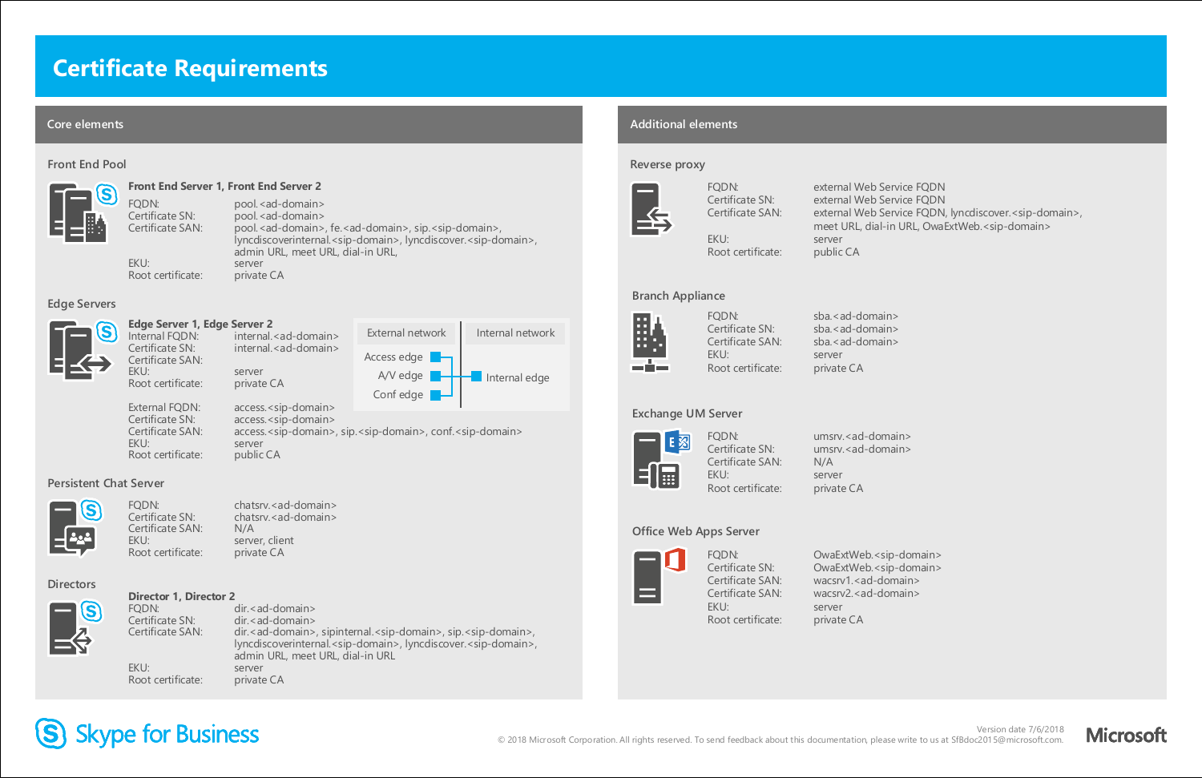# Certificate Requirements

## Core elements

### Front End Pool

**Front End Server 1, Front End Server 2**

| | |
|---|---|
| FQDN: | pool.<ad-domain> |
| Certificate SN: | pool.<ad-domain> |
| Certificate SAN: | pool.<ad-domain>, fe.<ad-domain>, sip.<sip-domain>, lyncdiscoverinternal.<sip-domain>, lyncdiscover.<sip-domain>, admin URL, meet URL, dial-in URL, |
| EKU: | server |
| Root certificate: | private CA |

### Edge Servers

**Edge Server 1, Edge Server 2**

| | |
|---|---|
| Internal FQDN: | internal.<ad-domain> |
| Certificate SN: | internal.<ad-domain> |
| Certificate SAN: | |
| EKU: | server |
| Root certificate: | private CA |

| | |
|---|---|
| External FQDN: | access.<sip-domain> |
| Certificate SN: | access.<sip-domain> |
| Certificate SAN: | access.<sip-domain>, sip.<sip-domain>, conf.<sip-domain> |
| EKU: | server |
| Root certificate: | public CA |

| External network | Internal network |
|---|---|
| Access edge | Internal edge |
| A/V edge | |
| Conf edge | |

### Persistent Chat Server

| | |
|---|---|
| FQDN: | chatsrv.<ad-domain> |
| Certificate SN: | chatsrv.<ad-domain> |
| Certificate SAN: | N/A |
| EKU: | server, client |
| Root certificate: | private CA |

### Directors

**Director 1, Director 2**

| | |
|---|---|
| FQDN: | dir.<ad-domain> |
| Certificate SN: | dir.<ad-domain> |
| Certificate SAN: | dir.<ad-domain>, sipinternal.<sip-domain>, sip.<sip-domain>, lyncdiscoverinternal.<sip-domain>, lyncdiscover.<sip-domain>, admin URL, meet URL, dial-in URL |
| EKU: | server |
| Root certificate: | private CA |

## Additional elements

### Reverse proxy

| | |
|---|---|
| FQDN: | external Web Service FQDN |
| Certificate SN: | external Web Service FQDN |
| Certificate SAN: | external Web Service FQDN, lyncdiscover.<sip-domain>, meet URL, dial-in URL, OwaExtWeb.<sip-domain> |
| EKU: | server |
| Root certificate: | public CA |

### Branch Appliance

| | |
|---|---|
| FQDN: | sba.<ad-domain> |
| Certificate SN: | sba.<ad-domain> |
| Certificate SAN: | sba.<ad-domain> |
| EKU: | server |
| Root certificate: | private CA |

### Exchange UM Server

| | |
|---|---|
| FQDN: | umsrv.<ad-domain> |
| Certificate SN: | umsrv.<ad-domain> |
| Certificate SAN: | N/A |
| EKU: | server |
| Root certificate: | private CA |

### Office Web Apps Server

| | |
|---|---|
| FQDN: | OwaExtWeb.<sip-domain> |
| Certificate SN: | OwaExtWeb.<sip-domain> |
| Certificate SAN: | wacsrv1.<ad-domain> |
| Certificate SAN: | wacsrv2.<ad-domain> |
| EKU: | server |
| Root certificate: | private CA |

Skype for Business

Version date 7/6/2018

© 2018 Microsoft Corporation. All rights reserved. To send feedback about this documentation, please write to us at SfBdoc2015@microsoft.com.

Microsoft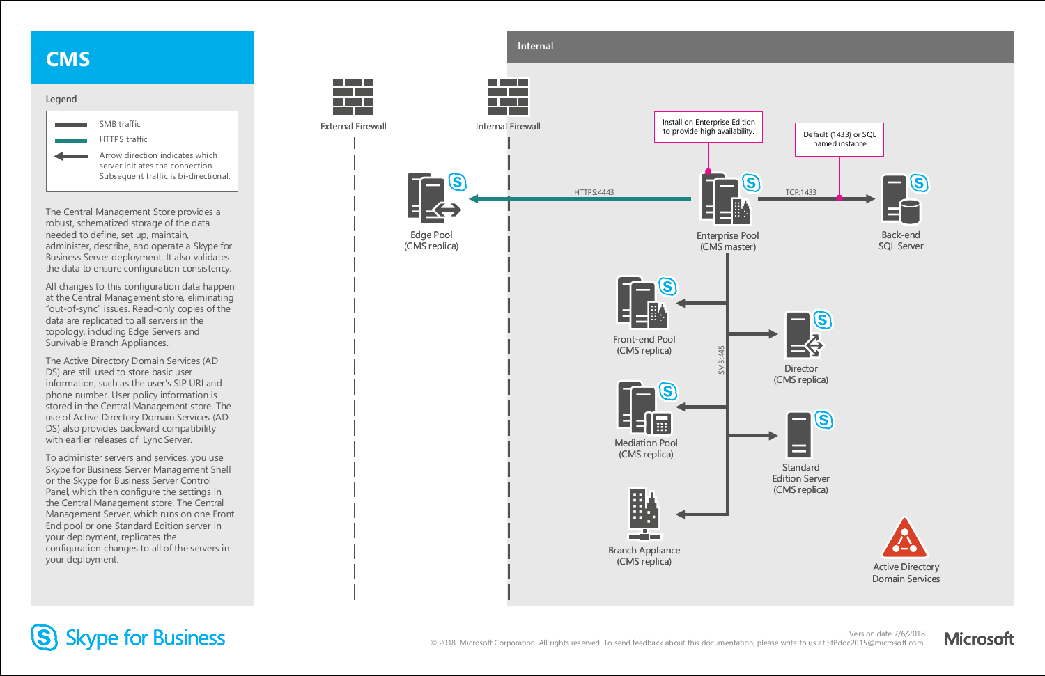# CMS

## Legend

- SMB traffic
- HTTPS traffic
- Arrow direction indicates which server initiates the connection. Subsequent traffic is bi-directional.

The Central Management Store provides a robust, schematized storage of the data needed to define, set up, maintain, administer, describe, and operate a Skype for Business Server deployment. It also validates the data to ensure configuration consistency.

All changes to this configuration data happen at the Central Management store, eliminating "out-of-sync" issues. Read-only copies of the data are replicated to all servers in the topology, including Edge Servers and Survivable Branch Appliances.

The Active Directory Domain Services (AD DS) are still used to store basic user information, such as the user's SIP URI and phone number. User policy information is stored in the Central Management store. The use of Active Directory Domain Services (AD DS) also provides backward compatibility with earlier releases of Lync Server.

To administer servers and services, you use Skype for Business Server Management Shell or the Skype for Business Server Control Panel, which then configure the settings in the Central Management store. The Central Management Server, which runs on one Front End pool or one Standard Edition server in your deployment, replicates the configuration changes to all of the servers in your deployment.

Internal

External Firewall

Internal Firewall

Install on Enterprise Edition to provide high availability.

Default (1433) or SQL named instance

Edge Pool (CMS replica)

HTTPS:4443

Enterprise Pool (CMS master)

TCP:1433

Back-end SQL Server

SMB:445

Front-end Pool (CMS replica)

Director (CMS replica)

Mediation Pool (CMS replica)

Standard Edition Server (CMS replica)

Branch Appliance (CMS replica)

Active Directory Domain Services

Skype for Business

Version date 7/6/2018

© 2018 Microsoft Corporation. All rights reserved. To send feedback about this documentation, please write to us at SfBdoc2015@microsoft.com.

Microsoft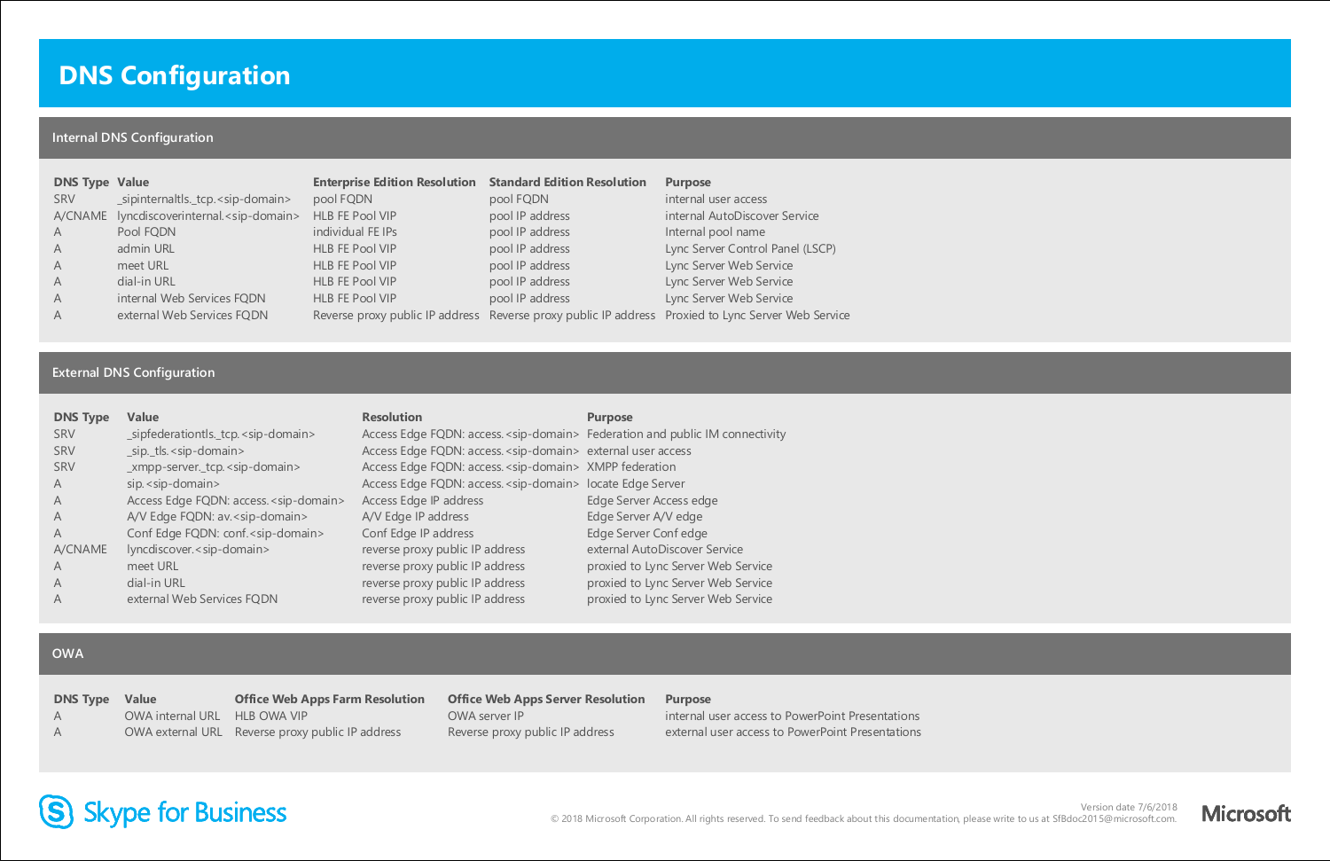# DNS Configuration

## Internal DNS Configuration

| DNS Type | Value | Enterprise Edition Resolution | Standard Edition Resolution | Purpose |
|---|---|---|---|---|
| SRV | _sipinternaltls._tcp.<sip-domain> | pool FQDN | pool FQDN | internal user access |
| A/CNAME | lyncdiscoverinternal.<sip-domain> | HLB FE Pool VIP | pool IP address | internal AutoDiscover Service |
| A | Pool FQDN | individual FE IPs | pool IP address | Internal pool name |
| A | admin URL | HLB FE Pool VIP | pool IP address | Lync Server Control Panel (LSCP) |
| A | meet URL | HLB FE Pool VIP | pool IP address | Lync Server Web Service |
| A | dial-in URL | HLB FE Pool VIP | pool IP address | Lync Server Web Service |
| A | internal Web Services FQDN | HLB FE Pool VIP | pool IP address | Lync Server Web Service |
| A | external Web Services FQDN | Reverse proxy public IP address | Reverse proxy public IP address | Proxied to Lync Server Web Service |

## External DNS Configuration

| DNS Type | Value | Resolution | Purpose |
|---|---|---|---|
| SRV | _sipfederationtls._tcp.<sip-domain> | Access Edge FQDN: access.<sip-domain> | Federation and public IM connectivity |
| SRV | _sip._tls.<sip-domain> | Access Edge FQDN: access.<sip-domain> | external user access |
| SRV | _xmpp-server._tcp.<sip-domain> | Access Edge FQDN: access.<sip-domain> | XMPP federation |
| A | sip.<sip-domain> | Access Edge FQDN: access.<sip-domain> | locate Edge Server |
| A | Access Edge FQDN: access.<sip-domain> | Access Edge IP address | Edge Server Access edge |
| A | A/V Edge FQDN: av.<sip-domain> | A/V Edge IP address | Edge Server A/V edge |
| A | Conf Edge FQDN: conf.<sip-domain> | Conf Edge IP address | Edge Server Conf edge |
| A/CNAME | lyncdiscover.<sip-domain> | reverse proxy public IP address | external AutoDiscover Service |
| A | meet URL | reverse proxy public IP address | proxied to Lync Server Web Service |
| A | dial-in URL | reverse proxy public IP address | proxied to Lync Server Web Service |
| A | external Web Services FQDN | reverse proxy public IP address | proxied to Lync Server Web Service |

## OWA

| DNS Type | Value | Office Web Apps Farm Resolution | Office Web Apps Server Resolution | Purpose |
|---|---|---|---|---|
| A | OWA internal URL | HLB OWA VIP | OWA server IP | internal user access to PowerPoint Presentations |
| A | OWA external URL | Reverse proxy public IP address | Reverse proxy public IP address | external user access to PowerPoint Presentations |

Skype for Business

Version date 7/6/2018

© 2018 Microsoft Corporation. All rights reserved. To send feedback about this documentation, please write to us at SfBdoc2015@microsoft.com.

Microsoft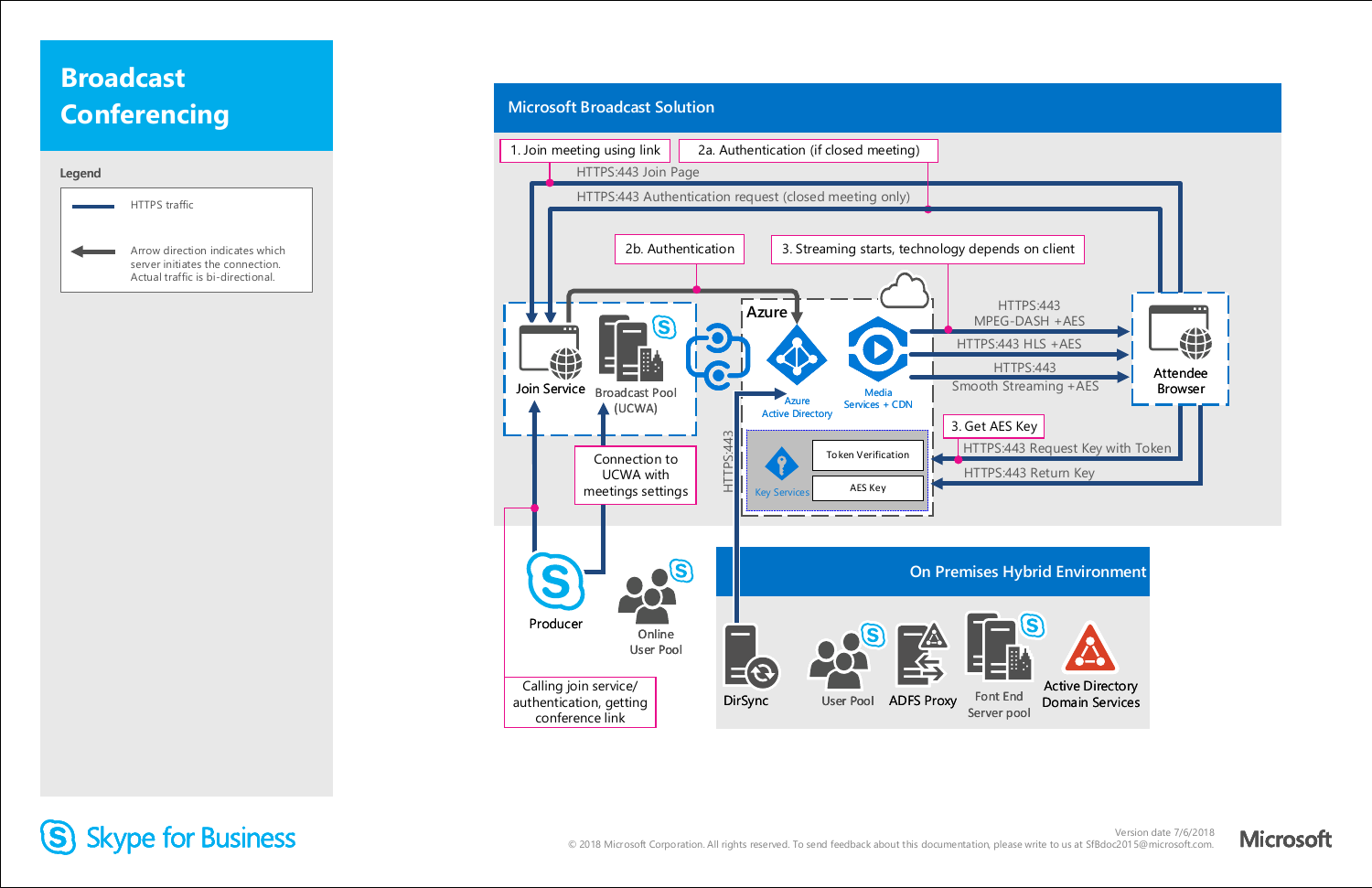# Broadcast Conferencing

**Legend**

HTTPS traffic

Arrow direction indicates which server initiates the connection. Actual traffic is bi-directional.

## Microsoft Broadcast Solution

1. Join meeting using link

2a. Authentication (if closed meeting)

HTTPS:443 Join Page

HTTPS:443 Authentication request (closed meeting only)

2b. Authentication

3. Streaming starts, technology depends on client

Join Service

Broadcast Pool (UCWA)

Azure

Azure Active Directory

Media Services + CDN

HTTPS:443 MPEG-DASH +AES

HTTPS:443 HLS +AES

HTTPS:443 Smooth Streaming +AES

Attendee Browser

3. Get AES Key

HTTPS:443 Request Key with Token

HTTPS:443 Return Key

Key Services

Token Verification

AES Key

HTTPS:443

Connection to UCWA with meetings settings

Producer

Online User Pool

Calling join service/ authentication, getting conference link

## On Premises Hybrid Environment

DirSync

User Pool

ADFS Proxy

Font End Server pool

Active Directory Domain Services

Skype for Business

Version date 7/6/2018

© 2018 Microsoft Corporation. All rights reserved. To send feedback about this documentation, please write to us at SfBdoc2015@microsoft.com.

Microsoft